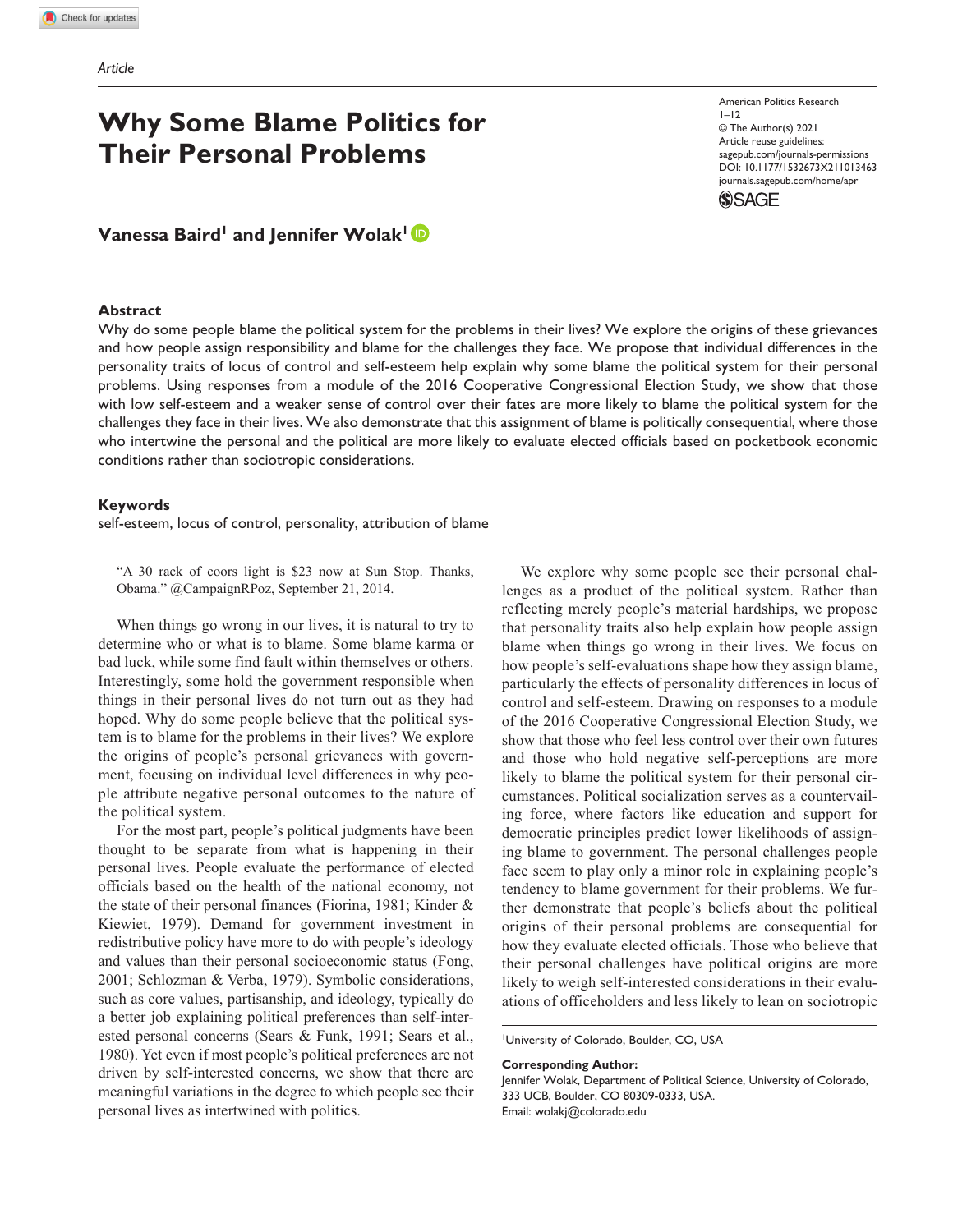Article

# Why Some Blame Politics for Their Personal Problems

American Politics Research
1–12
© The Author(s) 2021
Article reuse guidelines:
sagepub.com/journals-permissions
DOI: 10.1177/1532673X211013463
journals.sagepub.com/home/apr

**Vanessa Baird[1] and Jennifer Wolak[1]**

## Abstract

Why do some people blame the political system for the problems in their lives? We explore the origins of these grievances and how people assign responsibility and blame for the challenges they face. We propose that individual differences in the personality traits of locus of control and self-esteem help explain why some blame the political system for their personal problems. Using responses from a module of the 2016 Cooperative Congressional Election Study, we show that those with low self-esteem and a weaker sense of control over their fates are more likely to blame the political system for the challenges they face in their lives. We also demonstrate that this assignment of blame is politically consequential, where those who intertwine the personal and the political are more likely to evaluate elected officials based on pocketbook economic conditions rather than sociotropic considerations.

## Keywords

self-esteem, locus of control, personality, attribution of blame

> "A 30 rack of coors light is $23 now at Sun Stop. Thanks, Obama." @CampaignRPoz, September 21, 2014.

When things go wrong in our lives, it is natural to try to determine who or what is to blame. Some blame karma or bad luck, while some find fault within themselves or others. Interestingly, some hold the government responsible when things in their personal lives do not turn out as they had hoped. Why do some people believe that the political system is to blame for the problems in their lives? We explore the origins of people's personal grievances with government, focusing on individual level differences in why people attribute negative personal outcomes to the nature of the political system.

For the most part, people's political judgments have been thought to be separate from what is happening in their personal lives. People evaluate the performance of elected officials based on the health of the national economy, not the state of their personal finances (Fiorina, 1981; Kinder & Kiewiet, 1979). Demand for government investment in redistributive policy have more to do with people's ideology and values than their personal socioeconomic status (Fong, 2001; Schlozman & Verba, 1979). Symbolic considerations, such as core values, partisanship, and ideology, typically do a better job explaining political preferences than self-interested personal concerns (Sears & Funk, 1991; Sears et al., 1980). Yet even if most people's political preferences are not driven by self-interested concerns, we show that there are meaningful variations in the degree to which people see their personal lives as intertwined with politics.

We explore why some people see their personal challenges as a product of the political system. Rather than reflecting merely people's material hardships, we propose that personality traits also help explain how people assign blame when things go wrong in their lives. We focus on how people's self-evaluations shape how they assign blame, particularly the effects of personality differences in locus of control and self-esteem. Drawing on responses to a module of the 2016 Cooperative Congressional Election Study, we show that those who feel less control over their own futures and those who hold negative self-perceptions are more likely to blame the political system for their personal circumstances. Political socialization serves as a countervailing force, where factors like education and support for democratic principles predict lower likelihoods of assigning blame to government. The personal challenges people face seem to play only a minor role in explaining people's tendency to blame government for their problems. We further demonstrate that people's beliefs about the political origins of their personal problems are consequential for how they evaluate elected officials. Those who believe that their personal challenges have political origins are more likely to weigh self-interested considerations in their evaluations of officeholders and less likely to lean on sociotropic

[1]University of Colorado, Boulder, CO, USA

**Corresponding Author:**
Jennifer Wolak, Department of Political Science, University of Colorado, 333 UCB, Boulder, CO 80309-0333, USA.
Email: wolakj@colorado.edu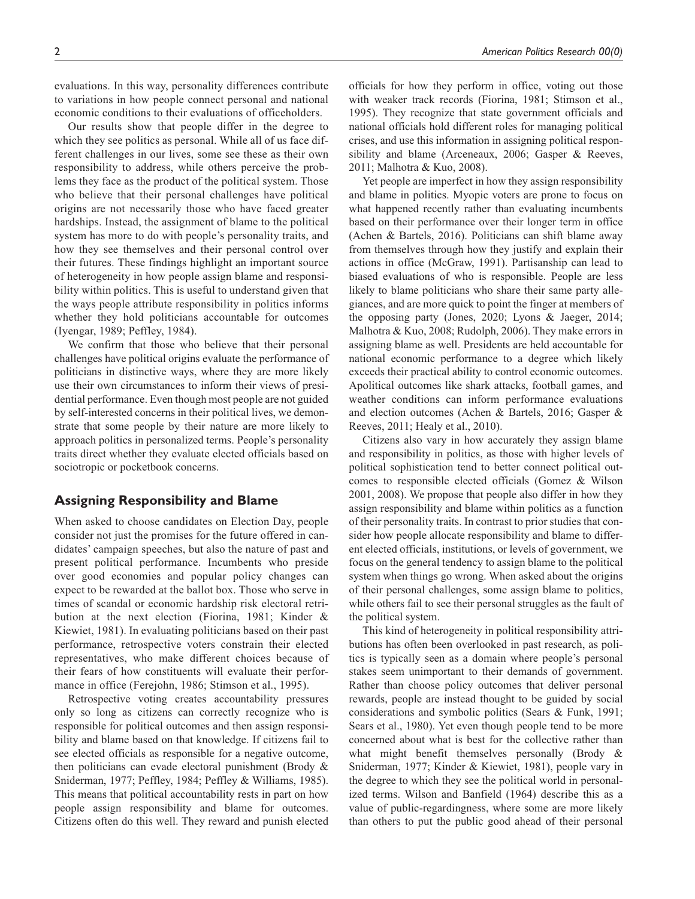evaluations. In this way, personality differences contribute to variations in how people connect personal and national economic conditions to their evaluations of officeholders.

Our results show that people differ in the degree to which they see politics as personal. While all of us face different challenges in our lives, some see these as their own responsibility to address, while others perceive the problems they face as the product of the political system. Those who believe that their personal challenges have political origins are not necessarily those who have faced greater hardships. Instead, the assignment of blame to the political system has more to do with people's personality traits, and how they see themselves and their personal control over their futures. These findings highlight an important source of heterogeneity in how people assign blame and responsibility within politics. This is useful to understand given that the ways people attribute responsibility in politics informs whether they hold politicians accountable for outcomes (Iyengar, 1989; Peffley, 1984).

We confirm that those who believe that their personal challenges have political origins evaluate the performance of politicians in distinctive ways, where they are more likely use their own circumstances to inform their views of presidential performance. Even though most people are not guided by self-interested concerns in their political lives, we demonstrate that some people by their nature are more likely to approach politics in personalized terms. People's personality traits direct whether they evaluate elected officials based on sociotropic or pocketbook concerns.

## Assigning Responsibility and Blame

When asked to choose candidates on Election Day, people consider not just the promises for the future offered in candidates' campaign speeches, but also the nature of past and present political performance. Incumbents who preside over good economies and popular policy changes can expect to be rewarded at the ballot box. Those who serve in times of scandal or economic hardship risk electoral retribution at the next election (Fiorina, 1981; Kinder & Kiewiet, 1981). In evaluating politicians based on their past performance, retrospective voters constrain their elected representatives, who make different choices because of their fears of how constituents will evaluate their performance in office (Ferejohn, 1986; Stimson et al., 1995).

Retrospective voting creates accountability pressures only so long as citizens can correctly recognize who is responsible for political outcomes and then assign responsibility and blame based on that knowledge. If citizens fail to see elected officials as responsible for a negative outcome, then politicians can evade electoral punishment (Brody & Sniderman, 1977; Peffley, 1984; Peffley & Williams, 1985). This means that political accountability rests in part on how people assign responsibility and blame for outcomes. Citizens often do this well. They reward and punish elected officials for how they perform in office, voting out those with weaker track records (Fiorina, 1981; Stimson et al., 1995). They recognize that state government officials and national officials hold different roles for managing political crises, and use this information in assigning political responsibility and blame (Arceneaux, 2006; Gasper & Reeves, 2011; Malhotra & Kuo, 2008).

Yet people are imperfect in how they assign responsibility and blame in politics. Myopic voters are prone to focus on what happened recently rather than evaluating incumbents based on their performance over their longer term in office (Achen & Bartels, 2016). Politicians can shift blame away from themselves through how they justify and explain their actions in office (McGraw, 1991). Partisanship can lead to biased evaluations of who is responsible. People are less likely to blame politicians who share their same party allegiances, and are more quick to point the finger at members of the opposing party (Jones, 2020; Lyons & Jaeger, 2014; Malhotra & Kuo, 2008; Rudolph, 2006). They make errors in assigning blame as well. Presidents are held accountable for national economic performance to a degree which likely exceeds their practical ability to control economic outcomes. Apolitical outcomes like shark attacks, football games, and weather conditions can inform performance evaluations and election outcomes (Achen & Bartels, 2016; Gasper & Reeves, 2011; Healy et al., 2010).

Citizens also vary in how accurately they assign blame and responsibility in politics, as those with higher levels of political sophistication tend to better connect political outcomes to responsible elected officials (Gomez & Wilson 2001, 2008). We propose that people also differ in how they assign responsibility and blame within politics as a function of their personality traits. In contrast to prior studies that consider how people allocate responsibility and blame to different elected officials, institutions, or levels of government, we focus on the general tendency to assign blame to the political system when things go wrong. When asked about the origins of their personal challenges, some assign blame to politics, while others fail to see their personal struggles as the fault of the political system.

This kind of heterogeneity in political responsibility attributions has often been overlooked in past research, as politics is typically seen as a domain where people's personal stakes seem unimportant to their demands of government. Rather than choose policy outcomes that deliver personal rewards, people are instead thought to be guided by social considerations and symbolic politics (Sears & Funk, 1991; Sears et al., 1980). Yet even though people tend to be more concerned about what is best for the collective rather than what might benefit themselves personally (Brody & Sniderman, 1977; Kinder & Kiewiet, 1981), people vary in the degree to which they see the political world in personalized terms. Wilson and Banfield (1964) describe this as a value of public-regardingness, where some are more likely than others to put the public good ahead of their personal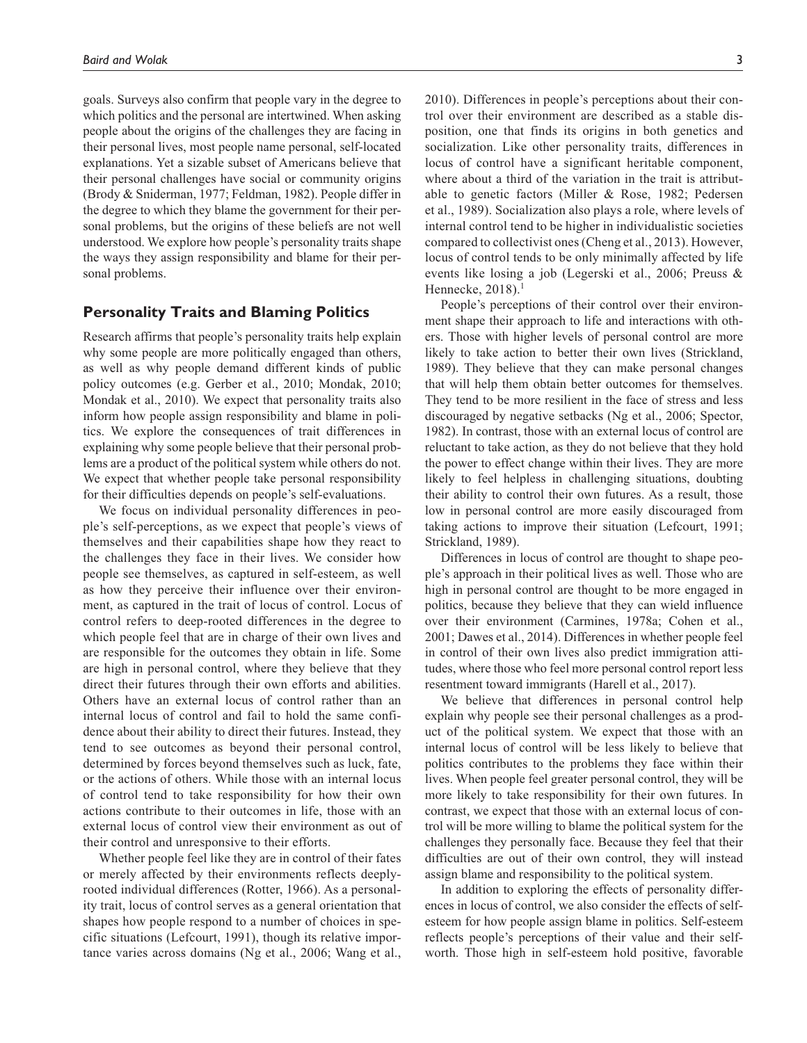goals. Surveys also confirm that people vary in the degree to which politics and the personal are intertwined. When asking people about the origins of the challenges they are facing in their personal lives, most people name personal, self-located explanations. Yet a sizable subset of Americans believe that their personal challenges have social or community origins (Brody & Sniderman, 1977; Feldman, 1982). People differ in the degree to which they blame the government for their personal problems, but the origins of these beliefs are not well understood. We explore how people's personality traits shape the ways they assign responsibility and blame for their personal problems.

## Personality Traits and Blaming Politics

Research affirms that people's personality traits help explain why some people are more politically engaged than others, as well as why people demand different kinds of public policy outcomes (e.g. Gerber et al., 2010; Mondak, 2010; Mondak et al., 2010). We expect that personality traits also inform how people assign responsibility and blame in politics. We explore the consequences of trait differences in explaining why some people believe that their personal problems are a product of the political system while others do not. We expect that whether people take personal responsibility for their difficulties depends on people's self-evaluations.

We focus on individual personality differences in people's self-perceptions, as we expect that people's views of themselves and their capabilities shape how they react to the challenges they face in their lives. We consider how people see themselves, as captured in self-esteem, as well as how they perceive their influence over their environment, as captured in the trait of locus of control. Locus of control refers to deep-rooted differences in the degree to which people feel that are in charge of their own lives and are responsible for the outcomes they obtain in life. Some are high in personal control, where they believe that they direct their futures through their own efforts and abilities. Others have an external locus of control rather than an internal locus of control and fail to hold the same confidence about their ability to direct their futures. Instead, they tend to see outcomes as beyond their personal control, determined by forces beyond themselves such as luck, fate, or the actions of others. While those with an internal locus of control tend to take responsibility for how their own actions contribute to their outcomes in life, those with an external locus of control view their environment as out of their control and unresponsive to their efforts.

Whether people feel like they are in control of their fates or merely affected by their environments reflects deeply-rooted individual differences (Rotter, 1966). As a personality trait, locus of control serves as a general orientation that shapes how people respond to a number of choices in specific situations (Lefcourt, 1991), though its relative importance varies across domains (Ng et al., 2006; Wang et al., 2010). Differences in people's perceptions about their control over their environment are described as a stable disposition, one that finds its origins in both genetics and socialization. Like other personality traits, differences in locus of control have a significant heritable component, where about a third of the variation in the trait is attributable to genetic factors (Miller & Rose, 1982; Pedersen et al., 1989). Socialization also plays a role, where levels of internal control tend to be higher in individualistic societies compared to collectivist ones (Cheng et al., 2013). However, locus of control tends to be only minimally affected by life events like losing a job (Legerski et al., 2006; Preuss & Hennecke, 2018).[1]

People's perceptions of their control over their environment shape their approach to life and interactions with others. Those with higher levels of personal control are more likely to take action to better their own lives (Strickland, 1989). They believe that they can make personal changes that will help them obtain better outcomes for themselves. They tend to be more resilient in the face of stress and less discouraged by negative setbacks (Ng et al., 2006; Spector, 1982). In contrast, those with an external locus of control are reluctant to take action, as they do not believe that they hold the power to effect change within their lives. They are more likely to feel helpless in challenging situations, doubting their ability to control their own futures. As a result, those low in personal control are more easily discouraged from taking actions to improve their situation (Lefcourt, 1991; Strickland, 1989).

Differences in locus of control are thought to shape people's approach in their political lives as well. Those who are high in personal control are thought to be more engaged in politics, because they believe that they can wield influence over their environment (Carmines, 1978a; Cohen et al., 2001; Dawes et al., 2014). Differences in whether people feel in control of their own lives also predict immigration attitudes, where those who feel more personal control report less resentment toward immigrants (Harell et al., 2017).

We believe that differences in personal control help explain why people see their personal challenges as a product of the political system. We expect that those with an internal locus of control will be less likely to believe that politics contributes to the problems they face within their lives. When people feel greater personal control, they will be more likely to take responsibility for their own futures. In contrast, we expect that those with an external locus of control will be more willing to blame the political system for the challenges they personally face. Because they feel that their difficulties are out of their own control, they will instead assign blame and responsibility to the political system.

In addition to exploring the effects of personality differences in locus of control, we also consider the effects of self-esteem for how people assign blame in politics. Self-esteem reflects people's perceptions of their value and their self-worth. Those high in self-esteem hold positive, favorable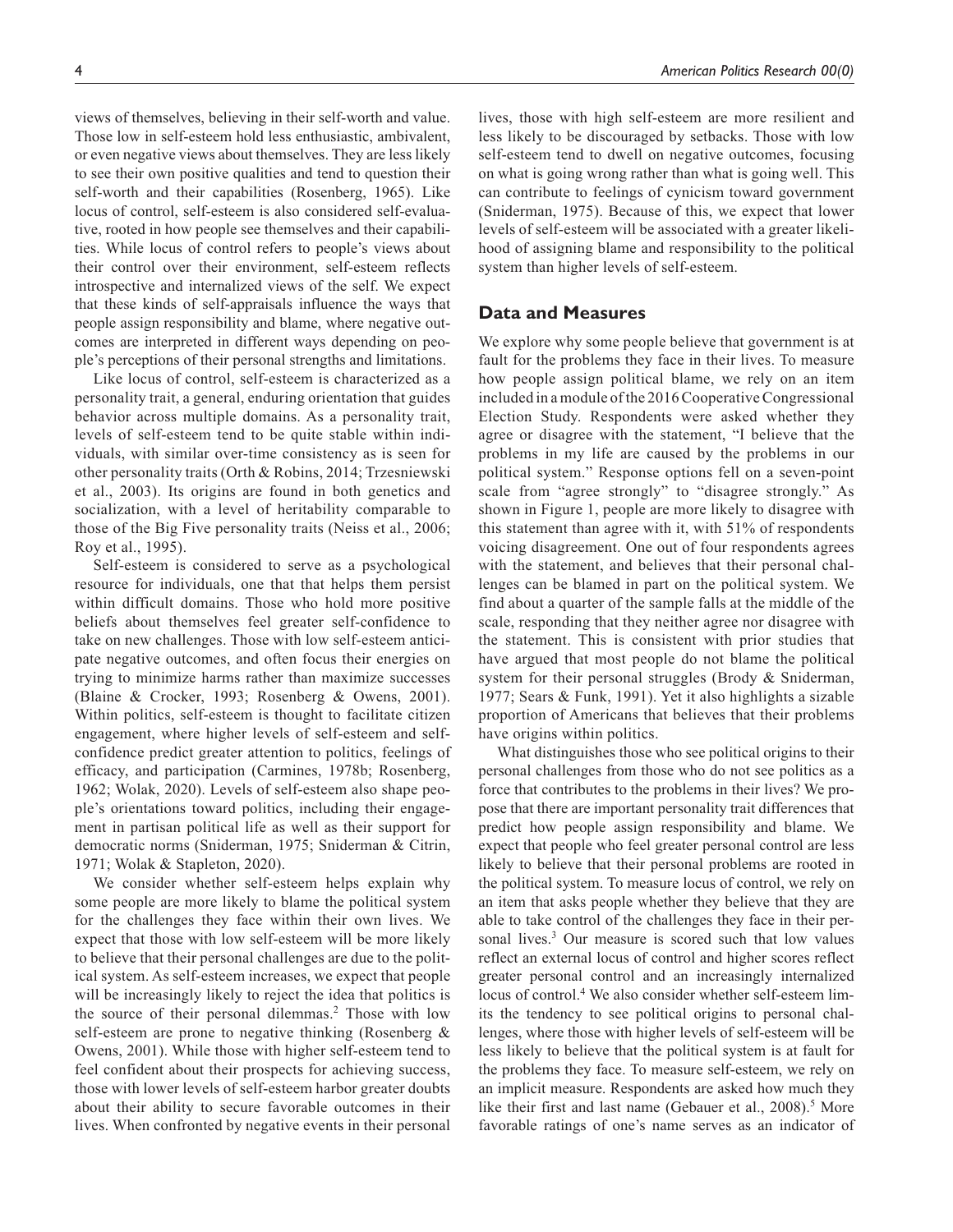views of themselves, believing in their self-worth and value. Those low in self-esteem hold less enthusiastic, ambivalent, or even negative views about themselves. They are less likely to see their own positive qualities and tend to question their self-worth and their capabilities (Rosenberg, 1965). Like locus of control, self-esteem is also considered self-evaluative, rooted in how people see themselves and their capabilities. While locus of control refers to people's views about their control over their environment, self-esteem reflects introspective and internalized views of the self. We expect that these kinds of self-appraisals influence the ways that people assign responsibility and blame, where negative outcomes are interpreted in different ways depending on people's perceptions of their personal strengths and limitations.

Like locus of control, self-esteem is characterized as a personality trait, a general, enduring orientation that guides behavior across multiple domains. As a personality trait, levels of self-esteem tend to be quite stable within individuals, with similar over-time consistency as is seen for other personality traits (Orth & Robins, 2014; Trzesniewski et al., 2003). Its origins are found in both genetics and socialization, with a level of heritability comparable to those of the Big Five personality traits (Neiss et al., 2006; Roy et al., 1995).

Self-esteem is considered to serve as a psychological resource for individuals, one that that helps them persist within difficult domains. Those who hold more positive beliefs about themselves feel greater self-confidence to take on new challenges. Those with low self-esteem anticipate negative outcomes, and often focus their energies on trying to minimize harms rather than maximize successes (Blaine & Crocker, 1993; Rosenberg & Owens, 2001). Within politics, self-esteem is thought to facilitate citizen engagement, where higher levels of self-esteem and self-confidence predict greater attention to politics, feelings of efficacy, and participation (Carmines, 1978b; Rosenberg, 1962; Wolak, 2020). Levels of self-esteem also shape people's orientations toward politics, including their engagement in partisan political life as well as their support for democratic norms (Sniderman, 1975; Sniderman & Citrin, 1971; Wolak & Stapleton, 2020).

We consider whether self-esteem helps explain why some people are more likely to blame the political system for the challenges they face within their own lives. We expect that those with low self-esteem will be more likely to believe that their personal challenges are due to the political system. As self-esteem increases, we expect that people will be increasingly likely to reject the idea that politics is the source of their personal dilemmas.[2] Those with low self-esteem are prone to negative thinking (Rosenberg & Owens, 2001). While those with higher self-esteem tend to feel confident about their prospects for achieving success, those with lower levels of self-esteem harbor greater doubts about their ability to secure favorable outcomes in their lives. When confronted by negative events in their personal lives, those with high self-esteem are more resilient and less likely to be discouraged by setbacks. Those with low self-esteem tend to dwell on negative outcomes, focusing on what is going wrong rather than what is going well. This can contribute to feelings of cynicism toward government (Sniderman, 1975). Because of this, we expect that lower levels of self-esteem will be associated with a greater likelihood of assigning blame and responsibility to the political system than higher levels of self-esteem.

## Data and Measures

We explore why some people believe that government is at fault for the problems they face in their lives. To measure how people assign political blame, we rely on an item included in a module of the 2016 Cooperative Congressional Election Study. Respondents were asked whether they agree or disagree with the statement, "I believe that the problems in my life are caused by the problems in our political system." Response options fell on a seven-point scale from "agree strongly" to "disagree strongly." As shown in Figure 1, people are more likely to disagree with this statement than agree with it, with 51% of respondents voicing disagreement. One out of four respondents agrees with the statement, and believes that their personal challenges can be blamed in part on the political system. We find about a quarter of the sample falls at the middle of the scale, responding that they neither agree nor disagree with the statement. This is consistent with prior studies that have argued that most people do not blame the political system for their personal struggles (Brody & Sniderman, 1977; Sears & Funk, 1991). Yet it also highlights a sizable proportion of Americans that believes that their problems have origins within politics.

What distinguishes those who see political origins to their personal challenges from those who do not see politics as a force that contributes to the problems in their lives? We propose that there are important personality trait differences that predict how people assign responsibility and blame. We expect that people who feel greater personal control are less likely to believe that their personal problems are rooted in the political system. To measure locus of control, we rely on an item that asks people whether they believe that they are able to take control of the challenges they face in their personal lives.[3] Our measure is scored such that low values reflect an external locus of control and higher scores reflect greater personal control and an increasingly internalized locus of control.[4] We also consider whether self-esteem limits the tendency to see political origins to personal challenges, where those with higher levels of self-esteem will be less likely to believe that the political system is at fault for the problems they face. To measure self-esteem, we rely on an implicit measure. Respondents are asked how much they like their first and last name (Gebauer et al., 2008).[5] More favorable ratings of one's name serves as an indicator of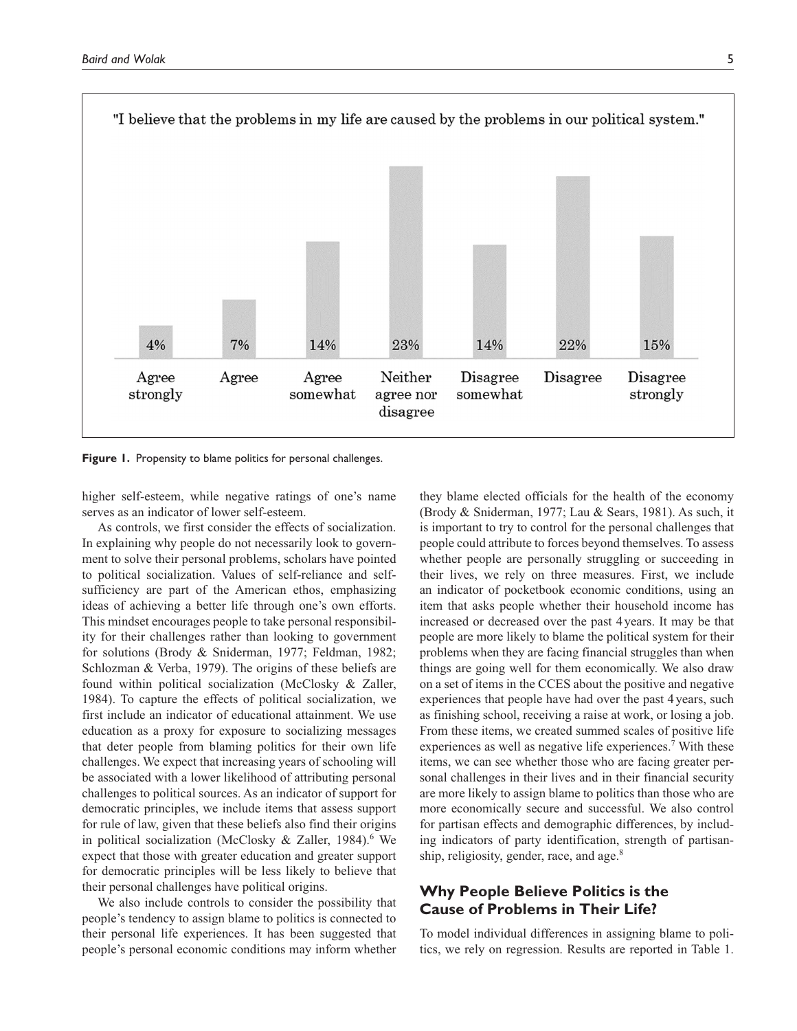"I believe that the problems in my life are caused by the problems in our political system."

| Agree strongly | Agree | Agree somewhat | Neither agree nor disagree | Disagree somewhat | Disagree | Disagree strongly |
|---|---|---|---|---|---|---|
| 4% | 7% | 14% | 23% | 14% | 22% | 15% |

**Figure 1.** Propensity to blame politics for personal challenges.

higher self-esteem, while negative ratings of one's name serves as an indicator of lower self-esteem.

As controls, we first consider the effects of socialization. In explaining why people do not necessarily look to government to solve their personal problems, scholars have pointed to political socialization. Values of self-reliance and self-sufficiency are part of the American ethos, emphasizing ideas of achieving a better life through one's own efforts. This mindset encourages people to take personal responsibility for their challenges rather than looking to government for solutions (Brody & Sniderman, 1977; Feldman, 1982; Schlozman & Verba, 1979). The origins of these beliefs are found within political socialization (McClosky & Zaller, 1984). To capture the effects of political socialization, we first include an indicator of educational attainment. We use education as a proxy for exposure to socializing messages that deter people from blaming politics for their own life challenges. We expect that increasing years of schooling will be associated with a lower likelihood of attributing personal challenges to political sources. As an indicator of support for democratic principles, we include items that assess support for rule of law, given that these beliefs also find their origins in political socialization (McClosky & Zaller, 1984).[6] We expect that those with greater education and greater support for democratic principles will be less likely to believe that their personal challenges have political origins.

We also include controls to consider the possibility that people's tendency to assign blame to politics is connected to their personal life experiences. It has been suggested that people's personal economic conditions may inform whether they blame elected officials for the health of the economy (Brody & Sniderman, 1977; Lau & Sears, 1981). As such, it is important to try to control for the personal challenges that people could attribute to forces beyond themselves. To assess whether people are personally struggling or succeeding in their lives, we rely on three measures. First, we include an indicator of pocketbook economic conditions, using an item that asks people whether their household income has increased or decreased over the past 4 years. It may be that people are more likely to blame the political system for their problems when they are facing financial struggles than when things are going well for them economically. We also draw on a set of items in the CCES about the positive and negative experiences that people have had over the past 4 years, such as finishing school, receiving a raise at work, or losing a job. From these items, we created summed scales of positive life experiences as well as negative life experiences.[7] With these items, we can see whether those who are facing greater personal challenges in their lives and in their financial security are more likely to assign blame to politics than those who are more economically secure and successful. We also control for partisan effects and demographic differences, by including indicators of party identification, strength of partisanship, religiosity, gender, race, and age.[8]

## Why People Believe Politics is the Cause of Problems in Their Life?

To model individual differences in assigning blame to politics, we rely on regression. Results are reported in Table 1.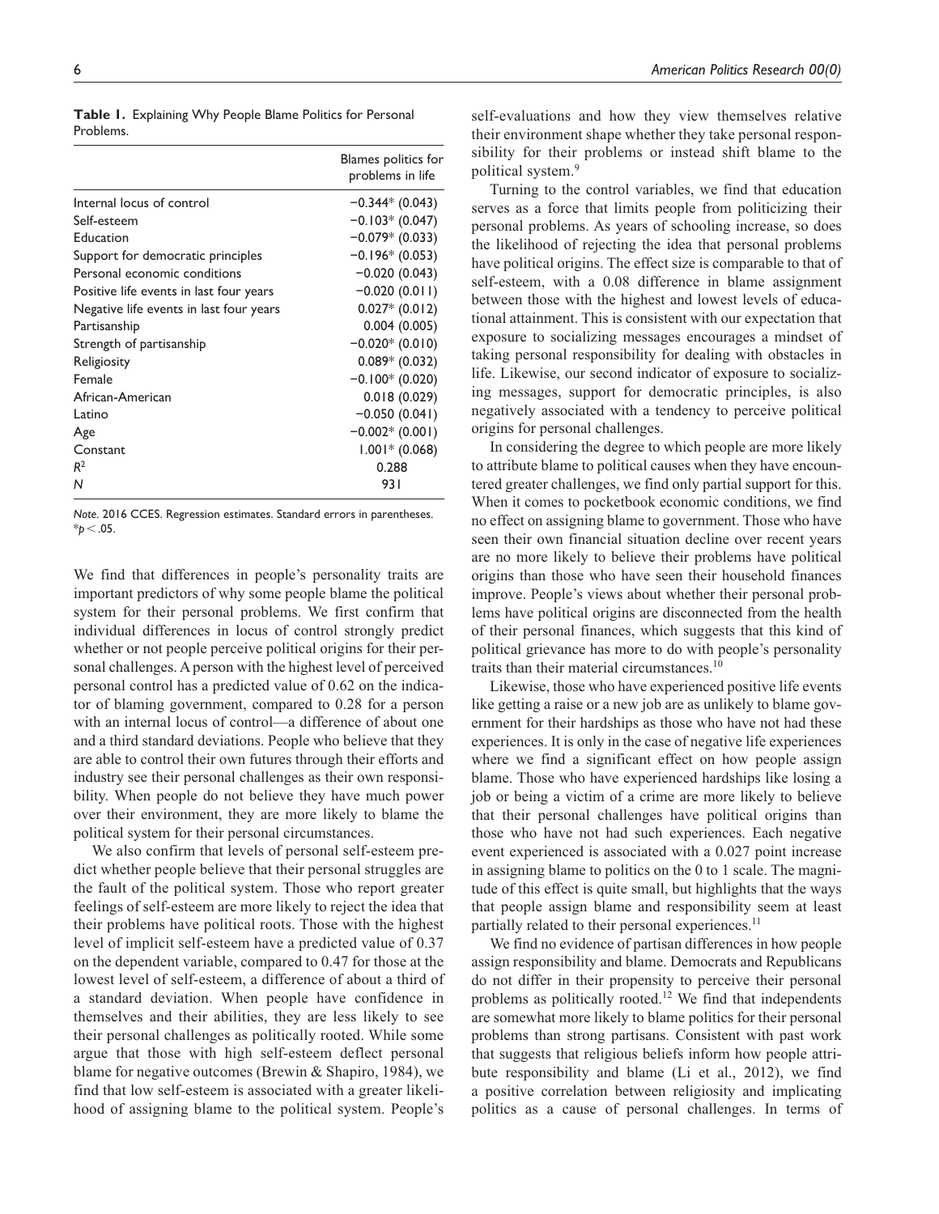**Table 1.** Explaining Why People Blame Politics for Personal Problems.

| | Blames politics for problems in life |
|---|---|
| Internal locus of control | −0.344* (0.043) |
| Self-esteem | −0.103* (0.047) |
| Education | −0.079* (0.033) |
| Support for democratic principles | −0.196* (0.053) |
| Personal economic conditions | −0.020 (0.043) |
| Positive life events in last four years | −0.020 (0.011) |
| Negative life events in last four years | 0.027* (0.012) |
| Partisanship | 0.004 (0.005) |
| Strength of partisanship | −0.020* (0.010) |
| Religiosity | 0.089* (0.032) |
| Female | −0.100* (0.020) |
| African-American | 0.018 (0.029) |
| Latino | −0.050 (0.041) |
| Age | −0.002* (0.001) |
| Constant | 1.001* (0.068) |
| $R^2$ | 0.288 |
| *N* | 931 |

*Note.* 2016 CCES. Regression estimates. Standard errors in parentheses. *$p < .05$.

We find that differences in people's personality traits are important predictors of why some people blame the political system for their personal problems. We first confirm that individual differences in locus of control strongly predict whether or not people perceive political origins for their personal challenges. A person with the highest level of perceived personal control has a predicted value of 0.62 on the indicator of blaming government, compared to 0.28 for a person with an internal locus of control—a difference of about one and a third standard deviations. People who believe that they are able to control their own futures through their efforts and industry see their personal challenges as their own responsibility. When people do not believe they have much power over their environment, they are more likely to blame the political system for their personal circumstances.

We also confirm that levels of personal self-esteem predict whether people believe that their personal struggles are the fault of the political system. Those who report greater feelings of self-esteem are more likely to reject the idea that their problems have political roots. Those with the highest level of implicit self-esteem have a predicted value of 0.37 on the dependent variable, compared to 0.47 for those at the lowest level of self-esteem, a difference of about a third of a standard deviation. When people have confidence in themselves and their abilities, they are less likely to see their personal challenges as politically rooted. While some argue that those with high self-esteem deflect personal blame for negative outcomes (Brewin & Shapiro, 1984), we find that low self-esteem is associated with a greater likelihood of assigning blame to the political system. People's self-evaluations and how they view themselves relative their environment shape whether they take personal responsibility for their problems or instead shift blame to the political system.[9]

Turning to the control variables, we find that education serves as a force that limits people from politicizing their personal problems. As years of schooling increase, so does the likelihood of rejecting the idea that personal problems have political origins. The effect size is comparable to that of self-esteem, with a 0.08 difference in blame assignment between those with the highest and lowest levels of educational attainment. This is consistent with our expectation that exposure to socializing messages encourages a mindset of taking personal responsibility for dealing with obstacles in life. Likewise, our second indicator of exposure to socializing messages, support for democratic principles, is also negatively associated with a tendency to perceive political origins for personal challenges.

In considering the degree to which people are more likely to attribute blame to political causes when they have encountered greater challenges, we find only partial support for this. When it comes to pocketbook economic conditions, we find no effect on assigning blame to government. Those who have seen their own financial situation decline over recent years are no more likely to believe their problems have political origins than those who have seen their household finances improve. People's views about whether their personal problems have political origins are disconnected from the health of their personal finances, which suggests that this kind of political grievance has more to do with people's personality traits than their material circumstances.[10]

Likewise, those who have experienced positive life events like getting a raise or a new job are as unlikely to blame government for their hardships as those who have not had these experiences. It is only in the case of negative life experiences where we find a significant effect on how people assign blame. Those who have experienced hardships like losing a job or being a victim of a crime are more likely to believe that their personal challenges have political origins than those who have not had such experiences. Each negative event experienced is associated with a 0.027 point increase in assigning blame to politics on the 0 to 1 scale. The magnitude of this effect is quite small, but highlights that the ways that people assign blame and responsibility seem at least partially related to their personal experiences.[11]

We find no evidence of partisan differences in how people assign responsibility and blame. Democrats and Republicans do not differ in their propensity to perceive their personal problems as politically rooted.[12] We find that independents are somewhat more likely to blame politics for their personal problems than strong partisans. Consistent with past work that suggests that religious beliefs inform how people attribute responsibility and blame (Li et al., 2012), we find a positive correlation between religiosity and implicating politics as a cause of personal challenges. In terms of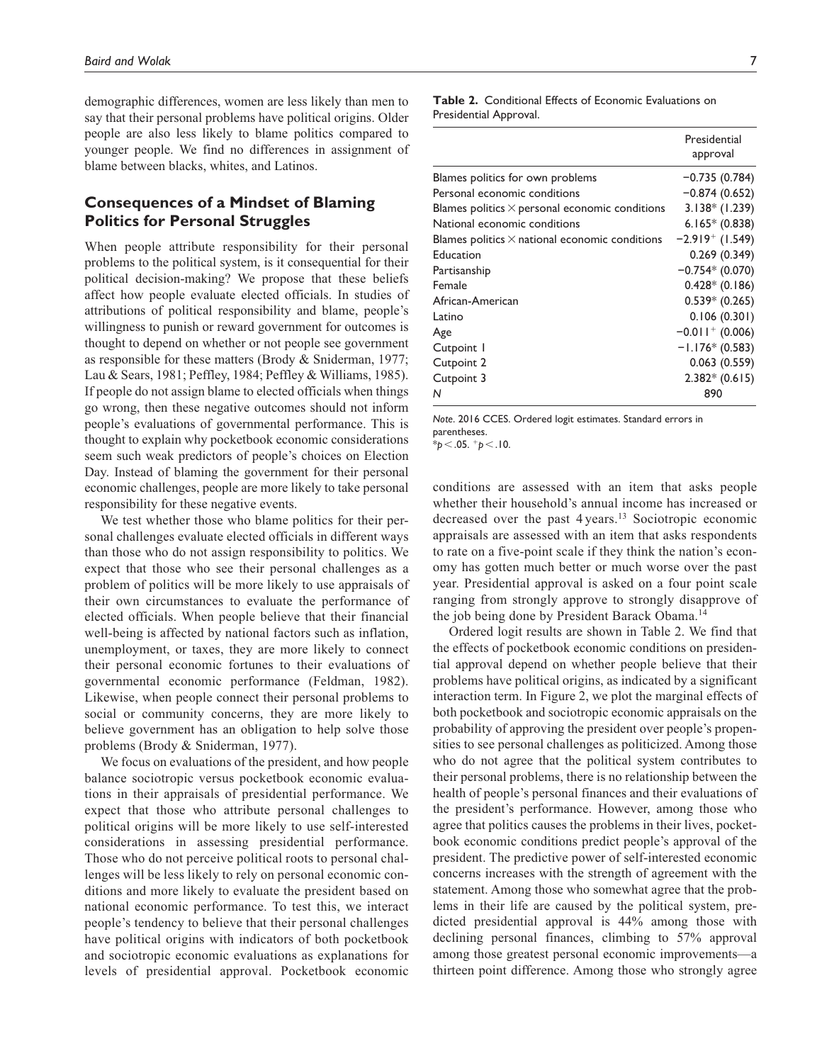demographic differences, women are less likely than men to say that their personal problems have political origins. Older people are also less likely to blame politics compared to younger people. We find no differences in assignment of blame between blacks, whites, and Latinos.

## Consequences of a Mindset of Blaming Politics for Personal Struggles

When people attribute responsibility for their personal problems to the political system, is it consequential for their political decision-making? We propose that these beliefs affect how people evaluate elected officials. In studies of attributions of political responsibility and blame, people's willingness to punish or reward government for outcomes is thought to depend on whether or not people see government as responsible for these matters (Brody & Sniderman, 1977; Lau & Sears, 1981; Peffley, 1984; Peffley & Williams, 1985). If people do not assign blame to elected officials when things go wrong, then these negative outcomes should not inform people's evaluations of governmental performance. This is thought to explain why pocketbook economic considerations seem such weak predictors of people's choices on Election Day. Instead of blaming the government for their personal economic challenges, people are more likely to take personal responsibility for these negative events.

We test whether those who blame politics for their personal challenges evaluate elected officials in different ways than those who do not assign responsibility to politics. We expect that those who see their personal challenges as a problem of politics will be more likely to use appraisals of their own circumstances to evaluate the performance of elected officials. When people believe that their financial well-being is affected by national factors such as inflation, unemployment, or taxes, they are more likely to connect their personal economic fortunes to their evaluations of governmental economic performance (Feldman, 1982). Likewise, when people connect their personal problems to social or community concerns, they are more likely to believe government has an obligation to help solve those problems (Brody & Sniderman, 1977).

We focus on evaluations of the president, and how people balance sociotropic versus pocketbook economic evaluations in their appraisals of presidential performance. We expect that those who attribute personal challenges to political origins will be more likely to use self-interested considerations in assessing presidential performance. Those who do not perceive political roots to personal challenges will be less likely to rely on personal economic conditions and more likely to evaluate the president based on national economic performance. To test this, we interact people's tendency to believe that their personal challenges have political origins with indicators of both pocketbook and sociotropic economic evaluations as explanations for levels of presidential approval. Pocketbook economic conditions are assessed with an item that asks people whether their household's annual income has increased or decreased over the past 4 years.[13] Sociotropic economic appraisals are assessed with an item that asks respondents to rate on a five-point scale if they think the nation's economy has gotten much better or much worse over the past year. Presidential approval is asked on a four point scale ranging from strongly approve to strongly disapprove of the job being done by President Barack Obama.[14]

**Table 2.** Conditional Effects of Economic Evaluations on Presidential Approval.

| | Presidential approval |
|---|---|
| Blames politics for own problems | −0.735 (0.784) |
| Personal economic conditions | −0.874 (0.652) |
| Blames politics × personal economic conditions | 3.138* (1.239) |
| National economic conditions | 6.165* (0.838) |
| Blames politics × national economic conditions | −2.919⁺ (1.549) |
| Education | 0.269 (0.349) |
| Partisanship | −0.754* (0.070) |
| Female | 0.428* (0.186) |
| African-American | 0.539* (0.265) |
| Latino | 0.106 (0.301) |
| Age | −0.011⁺ (0.006) |
| Cutpoint 1 | −1.176* (0.583) |
| Cutpoint 2 | 0.063 (0.559) |
| Cutpoint 3 | 2.382* (0.615) |
| *N* | 890 |

*Note*. 2016 CCES. Ordered logit estimates. Standard errors in parentheses.
*$p < .05$. ⁺$p < .10$.

Ordered logit results are shown in Table 2. We find that the effects of pocketbook economic conditions on presidential approval depend on whether people believe that their problems have political origins, as indicated by a significant interaction term. In Figure 2, we plot the marginal effects of both pocketbook and sociotropic economic appraisals on the probability of approving the president over people's propensities to see personal challenges as politicized. Among those who do not agree that the political system contributes to their personal problems, there is no relationship between the health of people's personal finances and their evaluations of the president's performance. However, among those who agree that politics causes the problems in their lives, pocketbook economic conditions predict people's approval of the president. The predictive power of self-interested economic concerns increases with the strength of agreement with the statement. Among those who somewhat agree that the problems in their life are caused by the political system, predicted presidential approval is 44% among those with declining personal finances, climbing to 57% approval among those greatest personal economic improvements—a thirteen point difference. Among those who strongly agree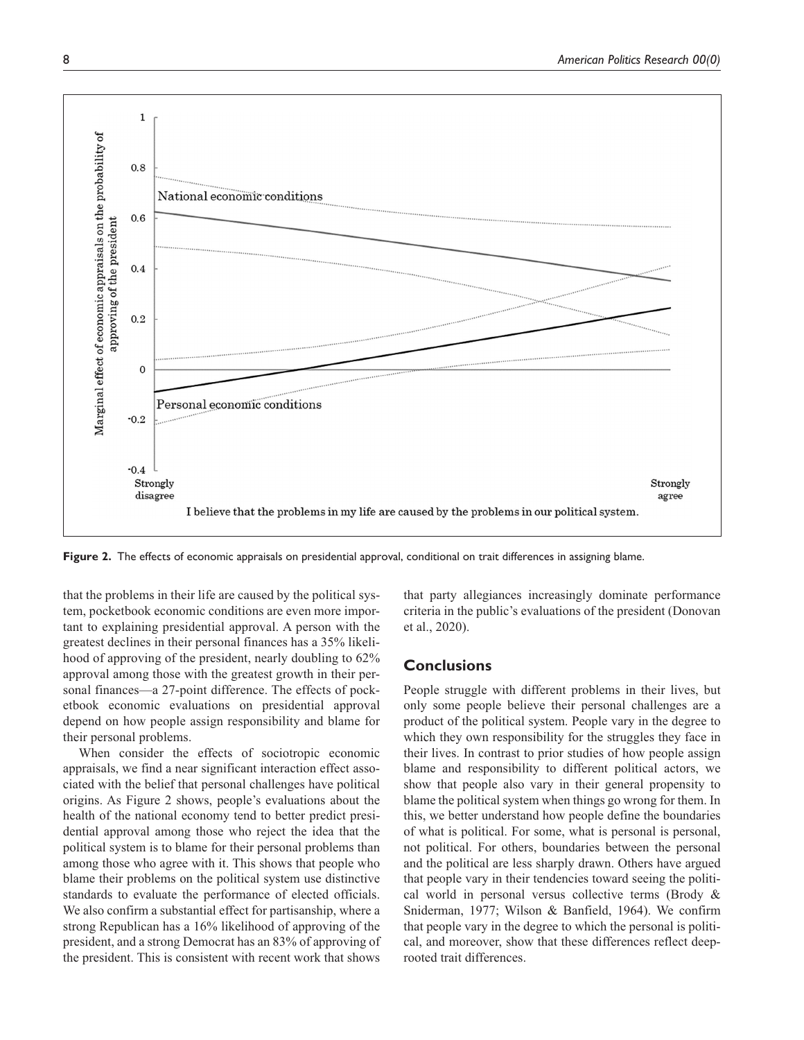**Figure 2.** The effects of economic appraisals on presidential approval, conditional on trait differences in assigning blame.

that the problems in their life are caused by the political system, pocketbook economic conditions are even more important to explaining presidential approval. A person with the greatest declines in their personal finances has a 35% likelihood of approving of the president, nearly doubling to 62% approval among those with the greatest growth in their personal finances—a 27-point difference. The effects of pocketbook economic evaluations on presidential approval depend on how people assign responsibility and blame for their personal problems.

When consider the effects of sociotropic economic appraisals, we find a near significant interaction effect associated with the belief that personal challenges have political origins. As Figure 2 shows, people's evaluations about the health of the national economy tend to better predict presidential approval among those who reject the idea that the political system is to blame for their personal problems than among those who agree with it. This shows that people who blame their problems on the political system use distinctive standards to evaluate the performance of elected officials. We also confirm a substantial effect for partisanship, where a strong Republican has a 16% likelihood of approving of the president, and a strong Democrat has an 83% of approving of the president. This is consistent with recent work that shows that party allegiances increasingly dominate performance criteria in the public's evaluations of the president (Donovan et al., 2020).

## Conclusions

People struggle with different problems in their lives, but only some people believe their personal challenges are a product of the political system. People vary in the degree to which they own responsibility for the struggles they face in their lives. In contrast to prior studies of how people assign blame and responsibility to different political actors, we show that people also vary in their general propensity to blame the political system when things go wrong for them. In this, we better understand how people define the boundaries of what is political. For some, what is personal is personal, not political. For others, boundaries between the personal and the political are less sharply drawn. Others have argued that people vary in their tendencies toward seeing the political world in personal versus collective terms (Brody & Sniderman, 1977; Wilson & Banfield, 1964). We confirm that people vary in the degree to which the personal is political, and moreover, show that these differences reflect deep-rooted trait differences.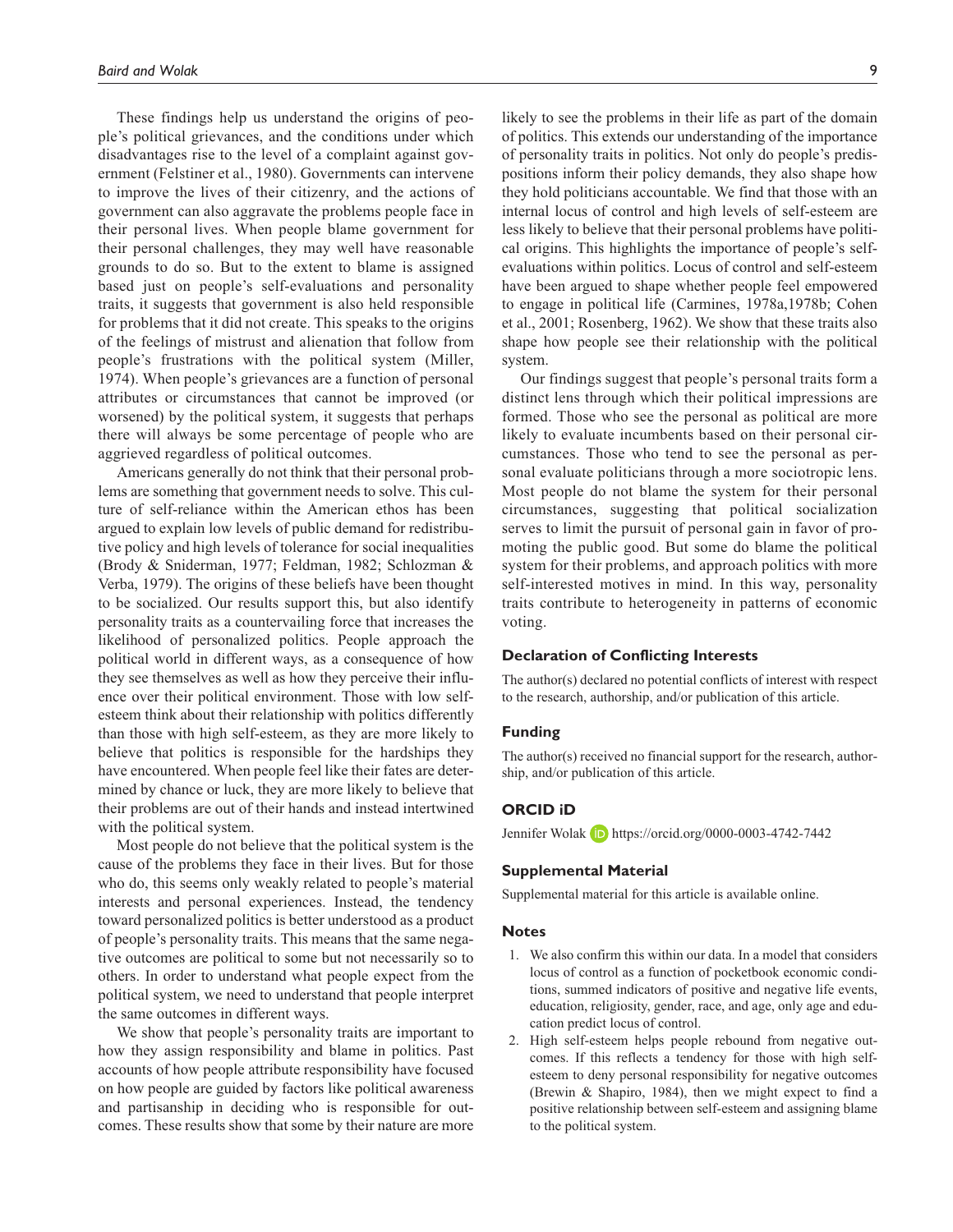These findings help us understand the origins of people's political grievances, and the conditions under which disadvantages rise to the level of a complaint against government (Felstiner et al., 1980). Governments can intervene to improve the lives of their citizenry, and the actions of government can also aggravate the problems people face in their personal lives. When people blame government for their personal challenges, they may well have reasonable grounds to do so. But to the extent to blame is assigned based just on people's self-evaluations and personality traits, it suggests that government is also held responsible for problems that it did not create. This speaks to the origins of the feelings of mistrust and alienation that follow from people's frustrations with the political system (Miller, 1974). When people's grievances are a function of personal attributes or circumstances that cannot be improved (or worsened) by the political system, it suggests that perhaps there will always be some percentage of people who are aggrieved regardless of political outcomes.

Americans generally do not think that their personal problems are something that government needs to solve. This culture of self-reliance within the American ethos has been argued to explain low levels of public demand for redistributive policy and high levels of tolerance for social inequalities (Brody & Sniderman, 1977; Feldman, 1982; Schlozman & Verba, 1979). The origins of these beliefs have been thought to be socialized. Our results support this, but also identify personality traits as a countervailing force that increases the likelihood of personalized politics. People approach the political world in different ways, as a consequence of how they see themselves as well as how they perceive their influence over their political environment. Those with low self-esteem think about their relationship with politics differently than those with high self-esteem, as they are more likely to believe that politics is responsible for the hardships they have encountered. When people feel like their fates are determined by chance or luck, they are more likely to believe that their problems are out of their hands and instead intertwined with the political system.

Most people do not believe that the political system is the cause of the problems they face in their lives. But for those who do, this seems only weakly related to people's material interests and personal experiences. Instead, the tendency toward personalized politics is better understood as a product of people's personality traits. This means that the same negative outcomes are political to some but not necessarily so to others. In order to understand what people expect from the political system, we need to understand that people interpret the same outcomes in different ways.

We show that people's personality traits are important to how they assign responsibility and blame in politics. Past accounts of how people attribute responsibility have focused on how people are guided by factors like political awareness and partisanship in deciding who is responsible for outcomes. These results show that some by their nature are more likely to see the problems in their life as part of the domain of politics. This extends our understanding of the importance of personality traits in politics. Not only do people's predispositions inform their policy demands, they also shape how they hold politicians accountable. We find that those with an internal locus of control and high levels of self-esteem are less likely to believe that their personal problems have political origins. This highlights the importance of people's self-evaluations within politics. Locus of control and self-esteem have been argued to shape whether people feel empowered to engage in political life (Carmines, 1978a,1978b; Cohen et al., 2001; Rosenberg, 1962). We show that these traits also shape how people see their relationship with the political system.

Our findings suggest that people's personal traits form a distinct lens through which their political impressions are formed. Those who see the personal as political are more likely to evaluate incumbents based on their personal circumstances. Those who tend to see the personal as personal evaluate politicians through a more sociotropic lens. Most people do not blame the system for their personal circumstances, suggesting that political socialization serves to limit the pursuit of personal gain in favor of promoting the public good. But some do blame the political system for their problems, and approach politics with more self-interested motives in mind. In this way, personality traits contribute to heterogeneity in patterns of economic voting.

## Declaration of Conflicting Interests

The author(s) declared no potential conflicts of interest with respect to the research, authorship, and/or publication of this article.

## Funding

The author(s) received no financial support for the research, authorship, and/or publication of this article.

## ORCID iD

Jennifer Wolak https://orcid.org/0000-0003-4742-7442

## Supplemental Material

Supplemental material for this article is available online.

## Notes

1. We also confirm this within our data. In a model that considers locus of control as a function of pocketbook economic conditions, summed indicators of positive and negative life events, education, religiosity, gender, race, and age, only age and education predict locus of control.
2. High self-esteem helps people rebound from negative outcomes. If this reflects a tendency for those with high self-esteem to deny personal responsibility for negative outcomes (Brewin & Shapiro, 1984), then we might expect to find a positive relationship between self-esteem and assigning blame to the political system.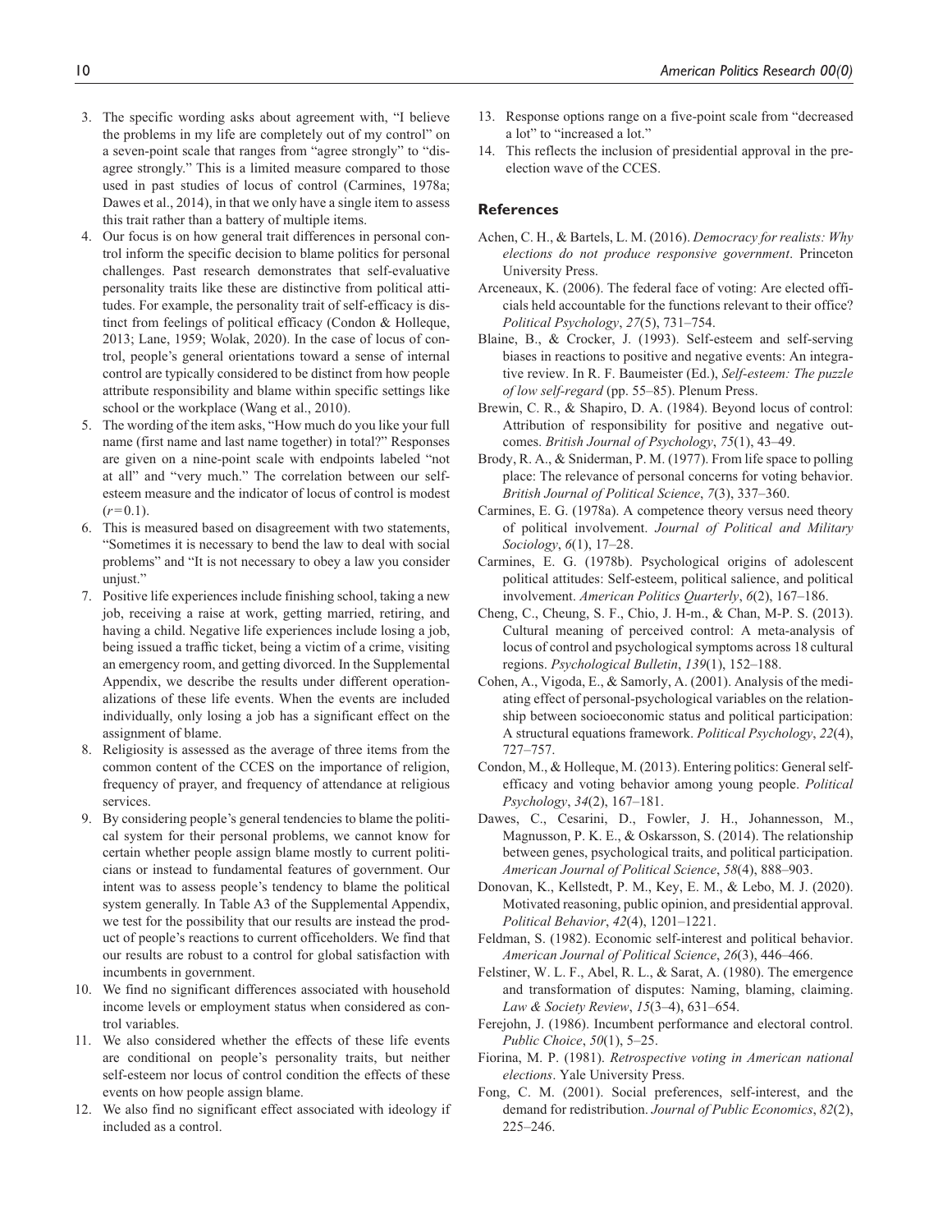3. The specific wording asks about agreement with, "I believe the problems in my life are completely out of my control" on a seven-point scale that ranges from "agree strongly" to "disagree strongly." This is a limited measure compared to those used in past studies of locus of control (Carmines, 1978a; Dawes et al., 2014), in that we only have a single item to assess this trait rather than a battery of multiple items.
4. Our focus is on how general trait differences in personal control inform the specific decision to blame politics for personal challenges. Past research demonstrates that self-evaluative personality traits like these are distinctive from political attitudes. For example, the personality trait of self-efficacy is distinct from feelings of political efficacy (Condon & Holleque, 2013; Lane, 1959; Wolak, 2020). In the case of locus of control, people's general orientations toward a sense of internal control are typically considered to be distinct from how people attribute responsibility and blame within specific settings like school or the workplace (Wang et al., 2010).
5. The wording of the item asks, "How much do you like your full name (first name and last name together) in total?" Responses are given on a nine-point scale with endpoints labeled "not at all" and "very much." The correlation between our self-esteem measure and the indicator of locus of control is modest ($r = 0.1$).
6. This is measured based on disagreement with two statements, "Sometimes it is necessary to bend the law to deal with social problems" and "It is not necessary to obey a law you consider unjust."
7. Positive life experiences include finishing school, taking a new job, receiving a raise at work, getting married, retiring, and having a child. Negative life experiences include losing a job, being issued a traffic ticket, being a victim of a crime, visiting an emergency room, and getting divorced. In the Supplemental Appendix, we describe the results under different operationalizations of these life events. When the events are included individually, only losing a job has a significant effect on the assignment of blame.
8. Religiosity is assessed as the average of three items from the common content of the CCES on the importance of religion, frequency of prayer, and frequency of attendance at religious services.
9. By considering people's general tendencies to blame the political system for their personal problems, we cannot know for certain whether people assign blame mostly to current politicians or instead to fundamental features of government. Our intent was to assess people's tendency to blame the political system generally. In Table A3 of the Supplemental Appendix, we test for the possibility that our results are instead the product of people's reactions to current officeholders. We find that our results are robust to a control for global satisfaction with incumbents in government.
10. We find no significant differences associated with household income levels or employment status when considered as control variables.
11. We also considered whether the effects of these life events are conditional on people's personality traits, but neither self-esteem nor locus of control condition the effects of these events on how people assign blame.
12. We also find no significant effect associated with ideology if included as a control.
13. Response options range on a five-point scale from "decreased a lot" to "increased a lot."
14. This reflects the inclusion of presidential approval in the pre-election wave of the CCES.

## References

Achen, C. H., & Bartels, L. M. (2016). *Democracy for realists: Why elections do not produce responsive government*. Princeton University Press.

Arceneaux, K. (2006). The federal face of voting: Are elected officials held accountable for the functions relevant to their office? *Political Psychology*, *27*(5), 731–754.

Blaine, B., & Crocker, J. (1993). Self-esteem and self-serving biases in reactions to positive and negative events: An integrative review. In R. F. Baumeister (Ed.), *Self-esteem: The puzzle of low self-regard* (pp. 55–85). Plenum Press.

Brewin, C. R., & Shapiro, D. A. (1984). Beyond locus of control: Attribution of responsibility for positive and negative outcomes. *British Journal of Psychology*, *75*(1), 43–49.

Brody, R. A., & Sniderman, P. M. (1977). From life space to polling place: The relevance of personal concerns for voting behavior. *British Journal of Political Science*, *7*(3), 337–360.

Carmines, E. G. (1978a). A competence theory versus need theory of political involvement. *Journal of Political and Military Sociology*, *6*(1), 17–28.

Carmines, E. G. (1978b). Psychological origins of adolescent political attitudes: Self-esteem, political salience, and political involvement. *American Politics Quarterly*, *6*(2), 167–186.

Cheng, C., Cheung, S. F., Chio, J. H-m., & Chan, M-P. S. (2013). Cultural meaning of perceived control: A meta-analysis of locus of control and psychological symptoms across 18 cultural regions. *Psychological Bulletin*, *139*(1), 152–188.

Cohen, A., Vigoda, E., & Samorly, A. (2001). Analysis of the mediating effect of personal-psychological variables on the relationship between socioeconomic status and political participation: A structural equations framework. *Political Psychology*, *22*(4), 727–757.

Condon, M., & Holleque, M. (2013). Entering politics: General self-efficacy and voting behavior among young people. *Political Psychology*, *34*(2), 167–181.

Dawes, C., Cesarini, D., Fowler, J. H., Johannesson, M., Magnusson, P. K. E., & Oskarsson, S. (2014). The relationship between genes, psychological traits, and political participation. *American Journal of Political Science*, *58*(4), 888–903.

Donovan, K., Kellstedt, P. M., Key, E. M., & Lebo, M. J. (2020). Motivated reasoning, public opinion, and presidential approval. *Political Behavior*, *42*(4), 1201–1221.

Feldman, S. (1982). Economic self-interest and political behavior. *American Journal of Political Science*, *26*(3), 446–466.

Felstiner, W. L. F., Abel, R. L., & Sarat, A. (1980). The emergence and transformation of disputes: Naming, blaming, claiming. *Law & Society Review*, *15*(3–4), 631–654.

Ferejohn, J. (1986). Incumbent performance and electoral control. *Public Choice*, *50*(1), 5–25.

Fiorina, M. P. (1981). *Retrospective voting in American national elections*. Yale University Press.

Fong, C. M. (2001). Social preferences, self-interest, and the demand for redistribution. *Journal of Public Economics*, *82*(2), 225–246.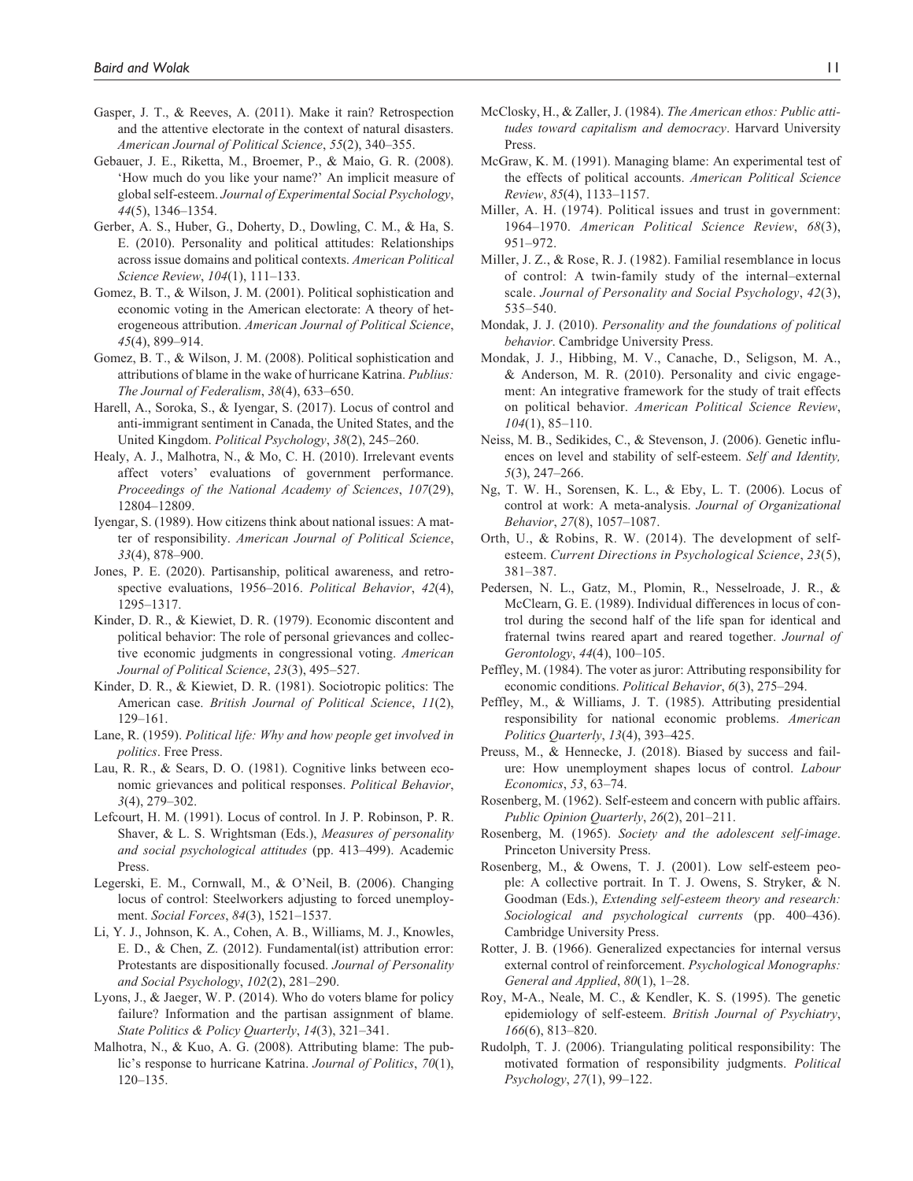Gasper, J. T., & Reeves, A. (2011). Make it rain? Retrospection and the attentive electorate in the context of natural disasters. *American Journal of Political Science*, *55*(2), 340–355.

Gebauer, J. E., Riketta, M., Broemer, P., & Maio, G. R. (2008). 'How much do you like your name?' An implicit measure of global self-esteem. *Journal of Experimental Social Psychology*, *44*(5), 1346–1354.

Gerber, A. S., Huber, G., Doherty, D., Dowling, C. M., & Ha, S. E. (2010). Personality and political attitudes: Relationships across issue domains and political contexts. *American Political Science Review*, *104*(1), 111–133.

Gomez, B. T., & Wilson, J. M. (2001). Political sophistication and economic voting in the American electorate: A theory of heterogeneous attribution. *American Journal of Political Science*, *45*(4), 899–914.

Gomez, B. T., & Wilson, J. M. (2008). Political sophistication and attributions of blame in the wake of hurricane Katrina. *Publius: The Journal of Federalism*, *38*(4), 633–650.

Harell, A., Soroka, S., & Iyengar, S. (2017). Locus of control and anti-immigrant sentiment in Canada, the United States, and the United Kingdom. *Political Psychology*, *38*(2), 245–260.

Healy, A. J., Malhotra, N., & Mo, C. H. (2010). Irrelevant events affect voters' evaluations of government performance. *Proceedings of the National Academy of Sciences*, *107*(29), 12804–12809.

Iyengar, S. (1989). How citizens think about national issues: A matter of responsibility. *American Journal of Political Science*, *33*(4), 878–900.

Jones, P. E. (2020). Partisanship, political awareness, and retrospective evaluations, 1956–2016. *Political Behavior*, *42*(4), 1295–1317.

Kinder, D. R., & Kiewiet, D. R. (1979). Economic discontent and political behavior: The role of personal grievances and collective economic judgments in congressional voting. *American Journal of Political Science*, *23*(3), 495–527.

Kinder, D. R., & Kiewiet, D. R. (1981). Sociotropic politics: The American case. *British Journal of Political Science*, *11*(2), 129–161.

Lane, R. (1959). *Political life: Why and how people get involved in politics*. Free Press.

Lau, R. R., & Sears, D. O. (1981). Cognitive links between economic grievances and political responses. *Political Behavior*, *3*(4), 279–302.

Lefcourt, H. M. (1991). Locus of control. In J. P. Robinson, P. R. Shaver, & L. S. Wrightsman (Eds.), *Measures of personality and social psychological attitudes* (pp. 413–499). Academic Press.

Legerski, E. M., Cornwall, M., & O'Neil, B. (2006). Changing locus of control: Steelworkers adjusting to forced unemployment. *Social Forces*, *84*(3), 1521–1537.

Li, Y. J., Johnson, K. A., Cohen, A. B., Williams, M. J., Knowles, E. D., & Chen, Z. (2012). Fundamental(ist) attribution error: Protestants are dispositionally focused. *Journal of Personality and Social Psychology*, *102*(2), 281–290.

Lyons, J., & Jaeger, W. P. (2014). Who do voters blame for policy failure? Information and the partisan assignment of blame. *State Politics & Policy Quarterly*, *14*(3), 321–341.

Malhotra, N., & Kuo, A. G. (2008). Attributing blame: The public's response to hurricane Katrina. *Journal of Politics*, *70*(1), 120–135.

McClosky, H., & Zaller, J. (1984). *The American ethos: Public attitudes toward capitalism and democracy*. Harvard University Press.

McGraw, K. M. (1991). Managing blame: An experimental test of the effects of political accounts. *American Political Science Review*, *85*(4), 1133–1157.

Miller, A. H. (1974). Political issues and trust in government: 1964–1970. *American Political Science Review*, *68*(3), 951–972.

Miller, J. Z., & Rose, R. J. (1982). Familial resemblance in locus of control: A twin-family study of the internal–external scale. *Journal of Personality and Social Psychology*, *42*(3), 535–540.

Mondak, J. J. (2010). *Personality and the foundations of political behavior*. Cambridge University Press.

Mondak, J. J., Hibbing, M. V., Canache, D., Seligson, M. A., & Anderson, M. R. (2010). Personality and civic engagement: An integrative framework for the study of trait effects on political behavior. *American Political Science Review*, *104*(1), 85–110.

Neiss, M. B., Sedikides, C., & Stevenson, J. (2006). Genetic influences on level and stability of self-esteem. *Self and Identity, 5*(3), 247–266.

Ng, T. W. H., Sorensen, K. L., & Eby, L. T. (2006). Locus of control at work: A meta-analysis. *Journal of Organizational Behavior*, *27*(8), 1057–1087.

Orth, U., & Robins, R. W. (2014). The development of self-esteem. *Current Directions in Psychological Science*, *23*(5), 381–387.

Pedersen, N. L., Gatz, M., Plomin, R., Nesselroade, J. R., & McClearn, G. E. (1989). Individual differences in locus of control during the second half of the life span for identical and fraternal twins reared apart and reared together. *Journal of Gerontology*, *44*(4), 100–105.

Peffley, M. (1984). The voter as juror: Attributing responsibility for economic conditions. *Political Behavior*, *6*(3), 275–294.

Peffley, M., & Williams, J. T. (1985). Attributing presidential responsibility for national economic problems. *American Politics Quarterly*, *13*(4), 393–425.

Preuss, M., & Hennecke, J. (2018). Biased by success and failure: How unemployment shapes locus of control. *Labour Economics*, *53*, 63–74.

Rosenberg, M. (1962). Self-esteem and concern with public affairs. *Public Opinion Quarterly*, *26*(2), 201–211.

Rosenberg, M. (1965). *Society and the adolescent self-image*. Princeton University Press.

Rosenberg, M., & Owens, T. J. (2001). Low self-esteem people: A collective portrait. In T. J. Owens, S. Stryker, & N. Goodman (Eds.), *Extending self-esteem theory and research: Sociological and psychological currents* (pp. 400–436). Cambridge University Press.

Rotter, J. B. (1966). Generalized expectancies for internal versus external control of reinforcement. *Psychological Monographs: General and Applied*, *80*(1), 1–28.

Roy, M-A., Neale, M. C., & Kendler, K. S. (1995). The genetic epidemiology of self-esteem. *British Journal of Psychiatry*, *166*(6), 813–820.

Rudolph, T. J. (2006). Triangulating political responsibility: The motivated formation of responsibility judgments. *Political Psychology*, *27*(1), 99–122.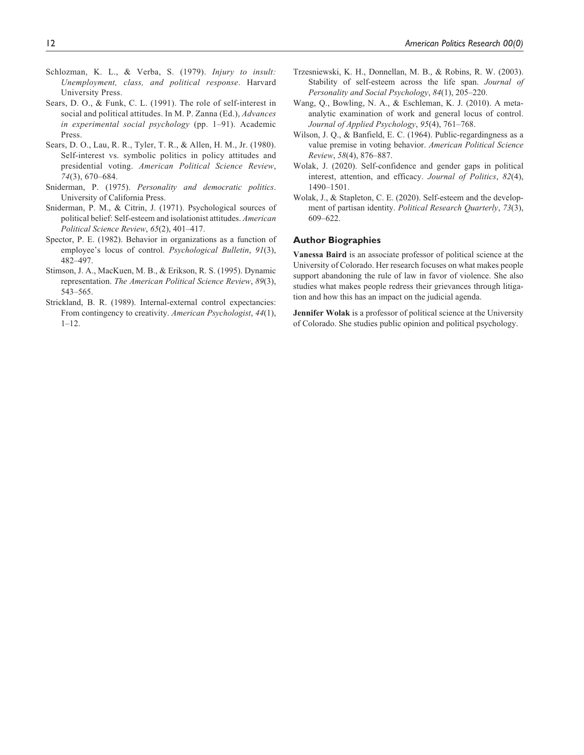Schlozman, K. L., & Verba, S. (1979). *Injury to insult: Unemployment, class, and political response*. Harvard University Press.

Sears, D. O., & Funk, C. L. (1991). The role of self-interest in social and political attitudes. In M. P. Zanna (Ed.), *Advances in experimental social psychology* (pp. 1–91). Academic Press.

Sears, D. O., Lau, R. R., Tyler, T. R., & Allen, H. M., Jr. (1980). Self-interest vs. symbolic politics in policy attitudes and presidential voting. *American Political Science Review*, *74*(3), 670–684.

Sniderman, P. (1975). *Personality and democratic politics*. University of California Press.

Sniderman, P. M., & Citrin, J. (1971). Psychological sources of political belief: Self-esteem and isolationist attitudes. *American Political Science Review*, *65*(2), 401–417.

Spector, P. E. (1982). Behavior in organizations as a function of employee's locus of control. *Psychological Bulletin*, *91*(3), 482–497.

Stimson, J. A., MacKuen, M. B., & Erikson, R. S. (1995). Dynamic representation. *The American Political Science Review*, *89*(3), 543–565.

Strickland, B. R. (1989). Internal-external control expectancies: From contingency to creativity. *American Psychologist*, *44*(1), 1–12.

Trzesniewski, K. H., Donnellan, M. B., & Robins, R. W. (2003). Stability of self-esteem across the life span. *Journal of Personality and Social Psychology*, *84*(1), 205–220.

Wang, Q., Bowling, N. A., & Eschleman, K. J. (2010). A meta-analytic examination of work and general locus of control. *Journal of Applied Psychology*, *95*(4), 761–768.

Wilson, J. Q., & Banfield, E. C. (1964). Public-regardingness as a value premise in voting behavior. *American Political Science Review*, *58*(4), 876–887.

Wolak, J. (2020). Self-confidence and gender gaps in political interest, attention, and efficacy. *Journal of Politics*, *82*(4), 1490–1501.

Wolak, J., & Stapleton, C. E. (2020). Self-esteem and the development of partisan identity. *Political Research Quarterly*, *73*(3), 609–622.

## Author Biographies

**Vanessa Baird** is an associate professor of political science at the University of Colorado. Her research focuses on what makes people support abandoning the rule of law in favor of violence. She also studies what makes people redress their grievances through litigation and how this has an impact on the judicial agenda.

**Jennifer Wolak** is a professor of political science at the University of Colorado. She studies public opinion and political psychology.